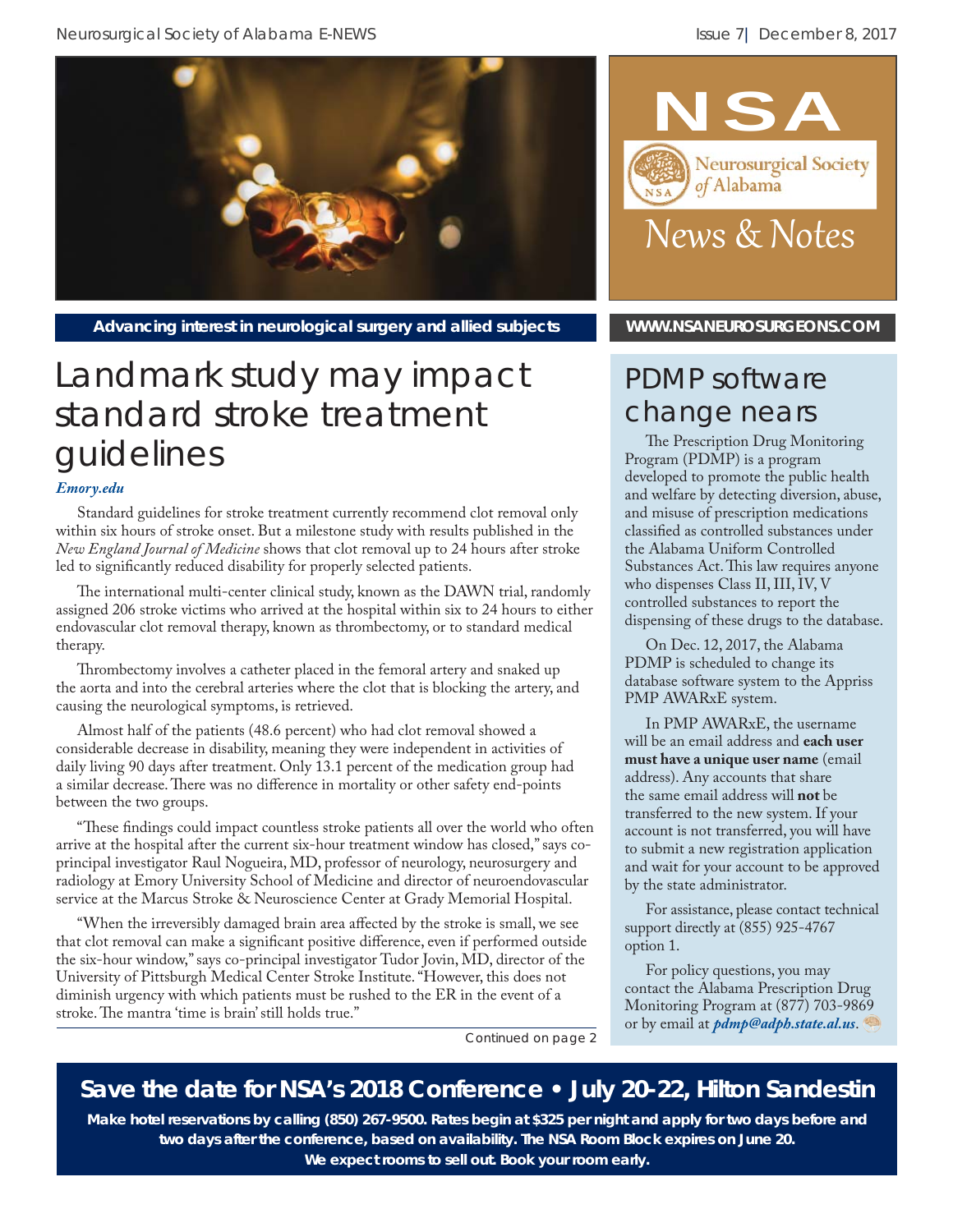# NSA

Neurosurgical Society of Alabama

News & Notes

**Advancing interest in neurological surgery and allied subjects**

**WWW.NSANEUROSURGEONS.COM**

## Landmark study may impact standard stroke treatment guidelines

***Emory.edu***

Standard guidelines for stroke treatment currently recommend clot removal only within six hours of stroke onset. But a milestone study with results published in the *New England Journal of Medicine* shows that clot removal up to 24 hours after stroke led to significantly reduced disability for properly selected patients.

The international multi-center clinical study, known as the DAWN trial, randomly assigned 206 stroke victims who arrived at the hospital within six to 24 hours to either endovascular clot removal therapy, known as thrombectomy, or to standard medical therapy.

Thrombectomy involves a catheter placed in the femoral artery and snaked up the aorta and into the cerebral arteries where the clot that is blocking the artery, and causing the neurological symptoms, is retrieved.

Almost half of the patients (48.6 percent) who had clot removal showed a considerable decrease in disability, meaning they were independent in activities of daily living 90 days after treatment. Only 13.1 percent of the medication group had a similar decrease. There was no difference in mortality or other safety end-points between the two groups.

"These findings could impact countless stroke patients all over the world who often arrive at the hospital after the current six-hour treatment window has closed," says co-principal investigator Raul Nogueira, MD, professor of neurology, neurosurgery and radiology at Emory University School of Medicine and director of neuroendovascular service at the Marcus Stroke & Neuroscience Center at Grady Memorial Hospital.

"When the irreversibly damaged brain area affected by the stroke is small, we see that clot removal can make a significant positive difference, even if performed outside the six-hour window," says co-principal investigator Tudor Jovin, MD, director of the University of Pittsburgh Medical Center Stroke Institute. "However, this does not diminish urgency with which patients must be rushed to the ER in the event of a stroke. The mantra 'time is brain' still holds true."

Continued on page 2

## PDMP software change nears

The Prescription Drug Monitoring Program (PDMP) is a program developed to promote the public health and welfare by detecting diversion, abuse, and misuse of prescription medications classified as controlled substances under the Alabama Uniform Controlled Substances Act. This law requires anyone who dispenses Class II, III, IV, V controlled substances to report the dispensing of these drugs to the database.

On Dec. 12, 2017, the Alabama PDMP is scheduled to change its database software system to the Appriss PMP AWARxE system.

In PMP AWARxE, the username will be an email address and **each user must have a unique user name** (email address). Any accounts that share the same email address will **not** be transferred to the new system. If your account is not transferred, you will have to submit a new registration application and wait for your account to be approved by the state administrator.

For assistance, please contact technical support directly at (855) 925-4767 option 1.

For policy questions, you may contact the Alabama Prescription Drug Monitoring Program at (877) 703-9869 or by email at ***pdmp@adph.state.al.us***.

**Save the date for NSA's 2018 Conference • July 20-22, Hilton Sandestin**

**Make hotel reservations by calling (850) 267-9500. Rates begin at $325 per night and apply for two days before and two days after the conference, based on availability. The NSA Room Block expires on June 20. We expect rooms to sell out. Book your room early.**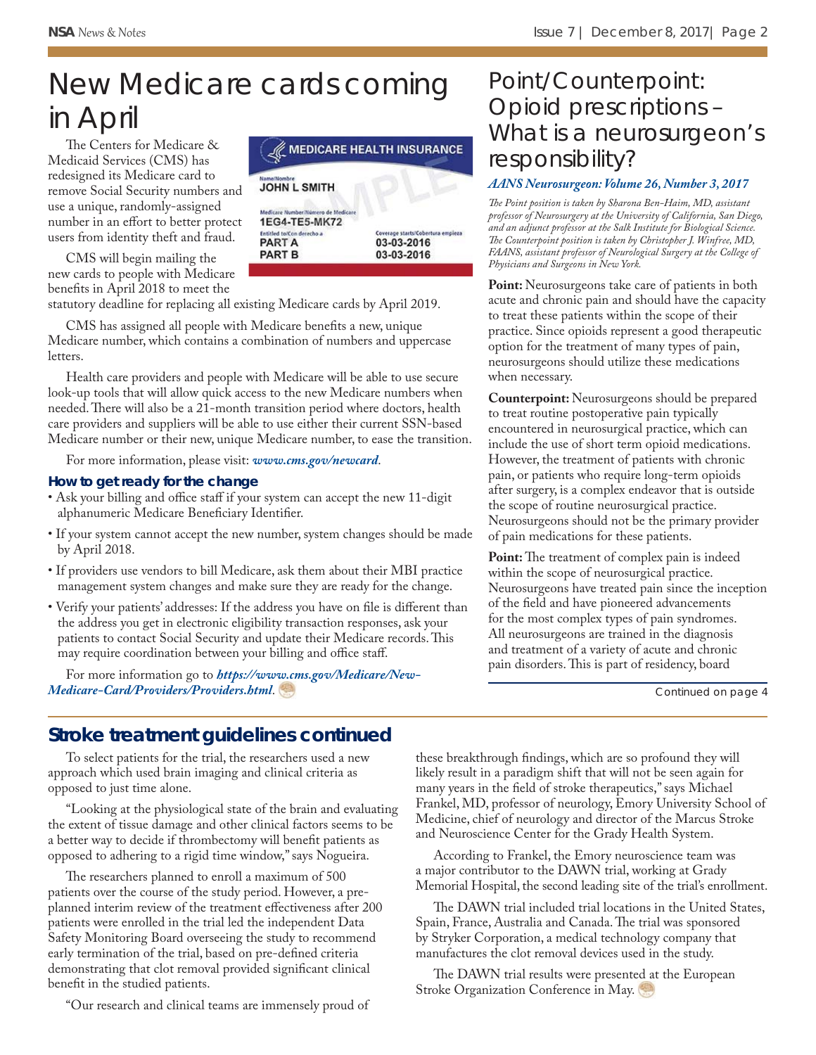# New Medicare cards coming in April

The Centers for Medicare & Medicaid Services (CMS) has redesigned its Medicare card to remove Social Security numbers and use a unique, randomly-assigned number in an effort to better protect users from identity theft and fraud.

CMS will begin mailing the new cards to people with Medicare benefits in April 2018 to meet the statutory deadline for replacing all existing Medicare cards by April 2019.

CMS has assigned all people with Medicare benefits a new, unique Medicare number, which contains a combination of numbers and uppercase letters.

Health care providers and people with Medicare will be able to use secure look-up tools that will allow quick access to the new Medicare numbers when needed. There will also be a 21-month transition period where doctors, health care providers and suppliers will be able to use either their current SSN-based Medicare number or their new, unique Medicare number, to ease the transition.

For more information, please visit: ***www.cms.gov/newcard***.

### How to get ready for the change

- Ask your billing and office staff if your system can accept the new 11-digit alphanumeric Medicare Beneficiary Identifier.
- If your system cannot accept the new number, system changes should be made by April 2018.
- If providers use vendors to bill Medicare, ask them about their MBI practice management system changes and make sure they are ready for the change.
- Verify your patients' addresses: If the address you have on file is different than the address you get in electronic eligibility transaction responses, ask your patients to contact Social Security and update their Medicare records. This may require coordination between your billing and office staff.

For more information go to ***https://www.cms.gov/Medicare/New-Medicare-Card/Providers/Providers.html***.

# Point/Counterpoint: Opioid prescriptions – What is a neurosurgeon's responsibility?

***AANS Neurosurgeon: Volume 26, Number 3, 2017***

*The Point position is taken by Sharona Ben-Haim, MD, assistant professor of Neurosurgery at the University of California, San Diego, and an adjunct professor at the Salk Institute for Biological Science. The Counterpoint position is taken by Christopher J. Winfree, MD, FAANS, assistant professor of Neurological Surgery at the College of Physicians and Surgeons in New York.*

**Point:** Neurosurgeons take care of patients in both acute and chronic pain and should have the capacity to treat these patients within the scope of their practice. Since opioids represent a good therapeutic option for the treatment of many types of pain, neurosurgeons should utilize these medications when necessary.

**Counterpoint:** Neurosurgeons should be prepared to treat routine postoperative pain typically encountered in neurosurgical practice, which can include the use of short term opioid medications. However, the treatment of patients with chronic pain, or patients who require long-term opioids after surgery, is a complex endeavor that is outside the scope of routine neurosurgical practice. Neurosurgeons should not be the primary provider of pain medications for these patients.

**Point:** The treatment of complex pain is indeed within the scope of neurosurgical practice. Neurosurgeons have treated pain since the inception of the field and have pioneered advancements for the most complex types of pain syndromes. All neurosurgeons are trained in the diagnosis and treatment of a variety of acute and chronic pain disorders. This is part of residency, board

Continued on page 4

## Stroke treatment guidelines continued

To select patients for the trial, the researchers used a new approach which used brain imaging and clinical criteria as opposed to just time alone.

"Looking at the physiological state of the brain and evaluating the extent of tissue damage and other clinical factors seems to be a better way to decide if thrombectomy will benefit patients as opposed to adhering to a rigid time window," says Nogueira.

The researchers planned to enroll a maximum of 500 patients over the course of the study period. However, a pre-planned interim review of the treatment effectiveness after 200 patients were enrolled in the trial led the independent Data Safety Monitoring Board overseeing the study to recommend early termination of the trial, based on pre-defined criteria demonstrating that clot removal provided significant clinical benefit in the studied patients.

"Our research and clinical teams are immensely proud of these breakthrough findings, which are so profound they will likely result in a paradigm shift that will not be seen again for many years in the field of stroke therapeutics," says Michael Frankel, MD, professor of neurology, Emory University School of Medicine, chief of neurology and director of the Marcus Stroke and Neuroscience Center for the Grady Health System.

According to Frankel, the Emory neuroscience team was a major contributor to the DAWN trial, working at Grady Memorial Hospital, the second leading site of the trial's enrollment.

The DAWN trial included trial locations in the United States, Spain, France, Australia and Canada. The trial was sponsored by Stryker Corporation, a medical technology company that manufactures the clot removal devices used in the study.

The DAWN trial results were presented at the European Stroke Organization Conference in May.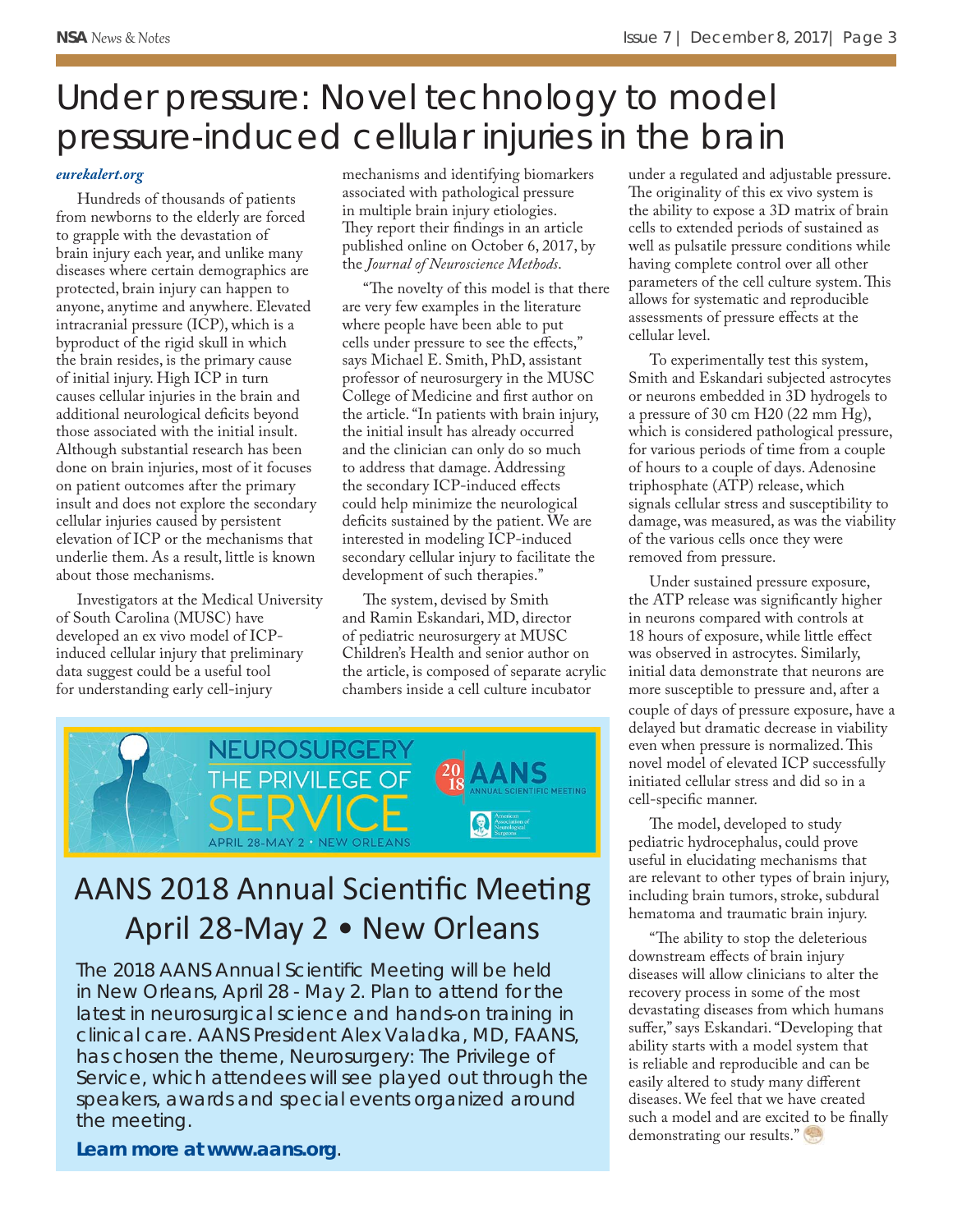# Under pressure: Novel technology to model pressure-induced cellular injuries in the brain

***eurekalert.org***

Hundreds of thousands of patients from newborns to the elderly are forced to grapple with the devastation of brain injury each year, and unlike many diseases where certain demographics are protected, brain injury can happen to anyone, anytime and anywhere. Elevated intracranial pressure (ICP), which is a byproduct of the rigid skull in which the brain resides, is the primary cause of initial injury. High ICP in turn causes cellular injuries in the brain and additional neurological deficits beyond those associated with the initial insult. Although substantial research has been done on brain injuries, most of it focuses on patient outcomes after the primary insult and does not explore the secondary cellular injuries caused by persistent elevation of ICP or the mechanisms that underlie them. As a result, little is known about those mechanisms.

Investigators at the Medical University of South Carolina (MUSC) have developed an ex vivo model of ICP-induced cellular injury that preliminary data suggest could be a useful tool for understanding early cell-injury mechanisms and identifying biomarkers associated with pathological pressure in multiple brain injury etiologies. They report their findings in an article published online on October 6, 2017, by the *Journal of Neuroscience Methods*.

"The novelty of this model is that there are very few examples in the literature where people have been able to put cells under pressure to see the effects," says Michael E. Smith, PhD, assistant professor of neurosurgery in the MUSC College of Medicine and first author on the article. "In patients with brain injury, the initial insult has already occurred and the clinician can only do so much to address that damage. Addressing the secondary ICP-induced effects could help minimize the neurological deficits sustained by the patient. We are interested in modeling ICP-induced secondary cellular injury to facilitate the development of such therapies."

The system, devised by Smith and Ramin Eskandari, MD, director of pediatric neurosurgery at MUSC Children's Health and senior author on the article, is composed of separate acrylic chambers inside a cell culture incubator under a regulated and adjustable pressure. The originality of this ex vivo system is the ability to expose a 3D matrix of brain cells to extended periods of sustained as well as pulsatile pressure conditions while having complete control over all other parameters of the cell culture system. This allows for systematic and reproducible assessments of pressure effects at the cellular level.

To experimentally test this system, Smith and Eskandari subjected astrocytes or neurons embedded in 3D hydrogels to a pressure of 30 cm H20 (22 mm Hg), which is considered pathological pressure, for various periods of time from a couple of hours to a couple of days. Adenosine triphosphate (ATP) release, which signals cellular stress and susceptibility to damage, was measured, as was the viability of the various cells once they were removed from pressure.

Under sustained pressure exposure, the ATP release was significantly higher in neurons compared with controls at 18 hours of exposure, while little effect was observed in astrocytes. Similarly, initial data demonstrate that neurons are more susceptible to pressure and, after a couple of days of pressure exposure, have a delayed but dramatic decrease in viability even when pressure is normalized. This novel model of elevated ICP successfully initiated cellular stress and did so in a cell-specific manner.

The model, developed to study pediatric hydrocephalus, could prove useful in elucidating mechanisms that are relevant to other types of brain injury, including brain tumors, stroke, subdural hematoma and traumatic brain injury.

"The ability to stop the deleterious downstream effects of brain injury diseases will allow clinicians to alter the recovery process in some of the most devastating diseases from which humans suffer," says Eskandari. "Developing that ability starts with a model system that is reliable and reproducible and can be easily altered to study many different diseases. We feel that we have created such a model and are excited to be finally demonstrating our results."

NEUROSURGERY THE PRIVILEGE OF SERVICE
APRIL 28-MAY 2 • NEW ORLEANS
2018 AANS ANNUAL SCIENTIFIC MEETING

## AANS 2018 Annual Scientific Meeting April 28-May 2 • New Orleans

The 2018 AANS Annual Scientific Meeting will be held in New Orleans, April 28 - May 2. Plan to attend for the latest in neurosurgical science and hands-on training in clinical care. AANS President Alex Valadka, MD, FAANS, has chosen the theme, Neurosurgery: The Privilege of Service, which attendees will see played out through the speakers, awards and special events organized around the meeting.

**Learn more at www.aans.org**.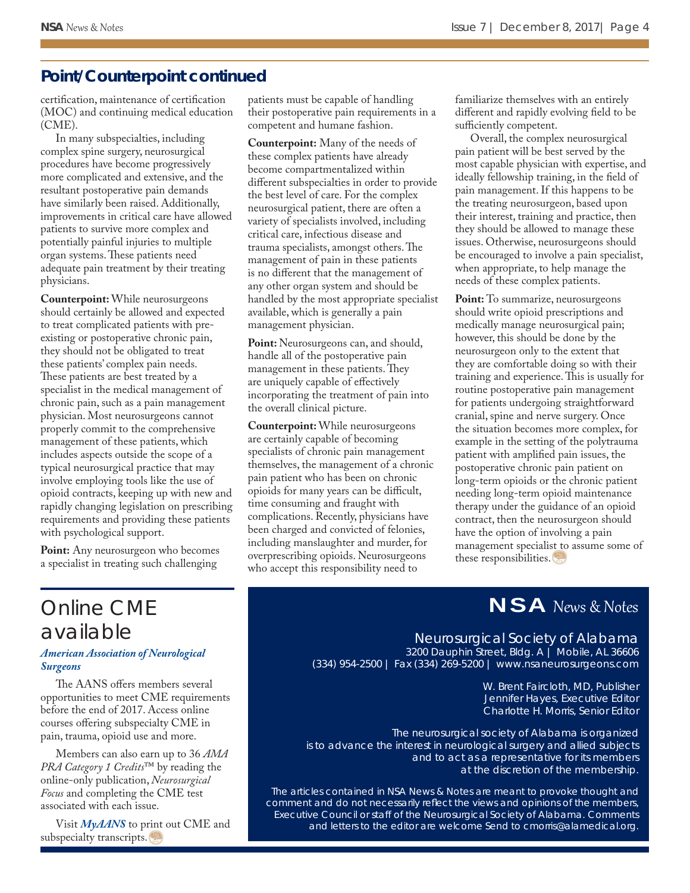## Point/Counterpoint continued

certification, maintenance of certification (MOC) and continuing medical education (CME).

In many subspecialties, including complex spine surgery, neurosurgical procedures have become progressively more complicated and extensive, and the resultant postoperative pain demands have similarly been raised. Additionally, improvements in critical care have allowed patients to survive more complex and potentially painful injuries to multiple organ systems. These patients need adequate pain treatment by their treating physicians.

**Counterpoint:** While neurosurgeons should certainly be allowed and expected to treat complicated patients with pre-existing or postoperative chronic pain, they should not be obligated to treat these patients' complex pain needs. These patients are best treated by a specialist in the medical management of chronic pain, such as a pain management physician. Most neurosurgeons cannot properly commit to the comprehensive management of these patients, which includes aspects outside the scope of a typical neurosurgical practice that may involve employing tools like the use of opioid contracts, keeping up with new and rapidly changing legislation on prescribing requirements and providing these patients with psychological support.

**Point:** Any neurosurgeon who becomes a specialist in treating such challenging patients must be capable of handling their postoperative pain requirements in a competent and humane fashion.

**Counterpoint:** Many of the needs of these complex patients have already become compartmentalized within different subspecialties in order to provide the best level of care. For the complex neurosurgical patient, there are often a variety of specialists involved, including critical care, infectious disease and trauma specialists, amongst others. The management of pain in these patients is no different that the management of any other organ system and should be handled by the most appropriate specialist available, which is generally a pain management physician.

**Point:** Neurosurgeons can, and should, handle all of the postoperative pain management in these patients. They are uniquely capable of effectively incorporating the treatment of pain into the overall clinical picture.

**Counterpoint:** While neurosurgeons are certainly capable of becoming specialists of chronic pain management themselves, the management of a chronic pain patient who has been on chronic opioids for many years can be difficult, time consuming and fraught with complications. Recently, physicians have been charged and convicted of felonies, including manslaughter and murder, for overprescribing opioids. Neurosurgeons who accept this responsibility need to familiarize themselves with an entirely different and rapidly evolving field to be sufficiently competent.

Overall, the complex neurosurgical pain patient will be best served by the most capable physician with expertise, and ideally fellowship training, in the field of pain management. If this happens to be the treating neurosurgeon, based upon their interest, training and practice, then they should be allowed to manage these issues. Otherwise, neurosurgeons should be encouraged to involve a pain specialist, when appropriate, to help manage the needs of these complex patients.

**Point:** To summarize, neurosurgeons should write opioid prescriptions and medically manage neurosurgical pain; however, this should be done by the neurosurgeon only to the extent that they are comfortable doing so with their training and experience. This is usually for routine postoperative pain management for patients undergoing straightforward cranial, spine and nerve surgery. Once the situation becomes more complex, for example in the setting of the polytrauma patient with amplified pain issues, the postoperative chronic pain patient on long-term opioids or the chronic patient needing long-term opioid maintenance therapy under the guidance of an opioid contract, then the neurosurgeon should have the option of involving a pain management specialist to assume some of these responsibilities.

# Online CME available

***American Association of Neurological Surgeons***

The AANS offers members several opportunities to meet CME requirements before the end of 2017. Access online courses offering subspecialty CME in pain, trauma, opioid use and more.

Members can also earn up to 36 *AMA PRA Category 1 Credits*™ by reading the online-only publication, *Neurosurgical Focus* and completing the CME test associated with each issue.

Visit ***MyAANS*** to print out CME and subspecialty transcripts.

**NSA** *News & Notes*

Neurosurgical Society of Alabama
3200 Dauphin Street, Bldg. A | Mobile, AL 36606
(334) 954-2500 | Fax (334) 269-5200 | www.nsaneurosurgeons.com

W. Brent Faircloth, MD, Publisher
Jennifer Hayes, Executive Editor
Charlotte H. Morris, Senior Editor

The neurosurgical society of Alabama is organized is to advance the interest in neurological surgery and allied subjects and to act as a representative for its members at the discretion of the membership.

The articles contained in NSA News & Notes are meant to provoke thought and comment and do not necessarily reflect the views and opinions of the members, Executive Council or staff of the Neurosurgical Society of Alabama. Comments and letters to the editor are welcome Send to cmorris@alamedical.org.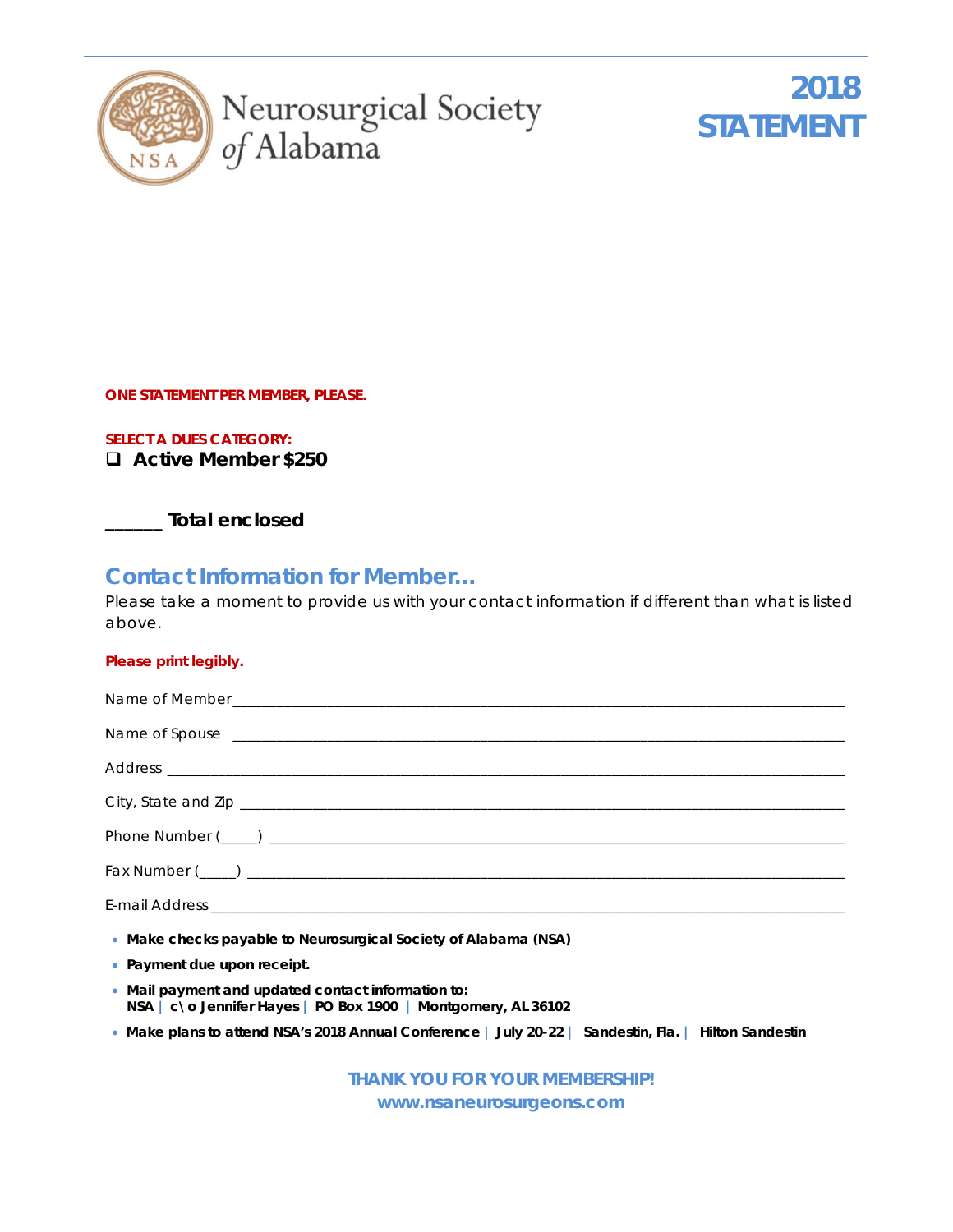Neurosurgical Society of Alabama

# 2018 STATEMENT

**ONE STATEMENT PER MEMBER, PLEASE.**

**SELECT A DUES CATEGORY:**

- ❑ **Active Member $250**

**______ Total enclosed**

## Contact Information for Member…

Please take a moment to provide us with your contact information if different than what is listed above.

**Please print legibly.**

Name of Member________________________________________________________________________________

Name of Spouse _______________________________________________________________________________

Address ______________________________________________________________________________________

City, State and Zip ____________________________________________________________________________

Phone Number (_____) _________________________________________________________________________

Fax Number (_____) ____________________________________________________________________________

E-mail Address ________________________________________________________________________________

- **Make checks payable to Neurosurgical Society of Alabama (NSA)**
- **Payment due upon receipt.**
- **Mail payment and updated contact information to:**
  **NSA | c\o Jennifer Hayes | PO Box 1900 | Montgomery, AL 36102**
- **Make plans to attend NSA's 2018 Annual Conference | July 20-22 | Sandestin, Fla. | Hilton Sandestin**

**THANK YOU FOR YOUR MEMBERSHIP!**
**www.nsaneurosurgeons.com**